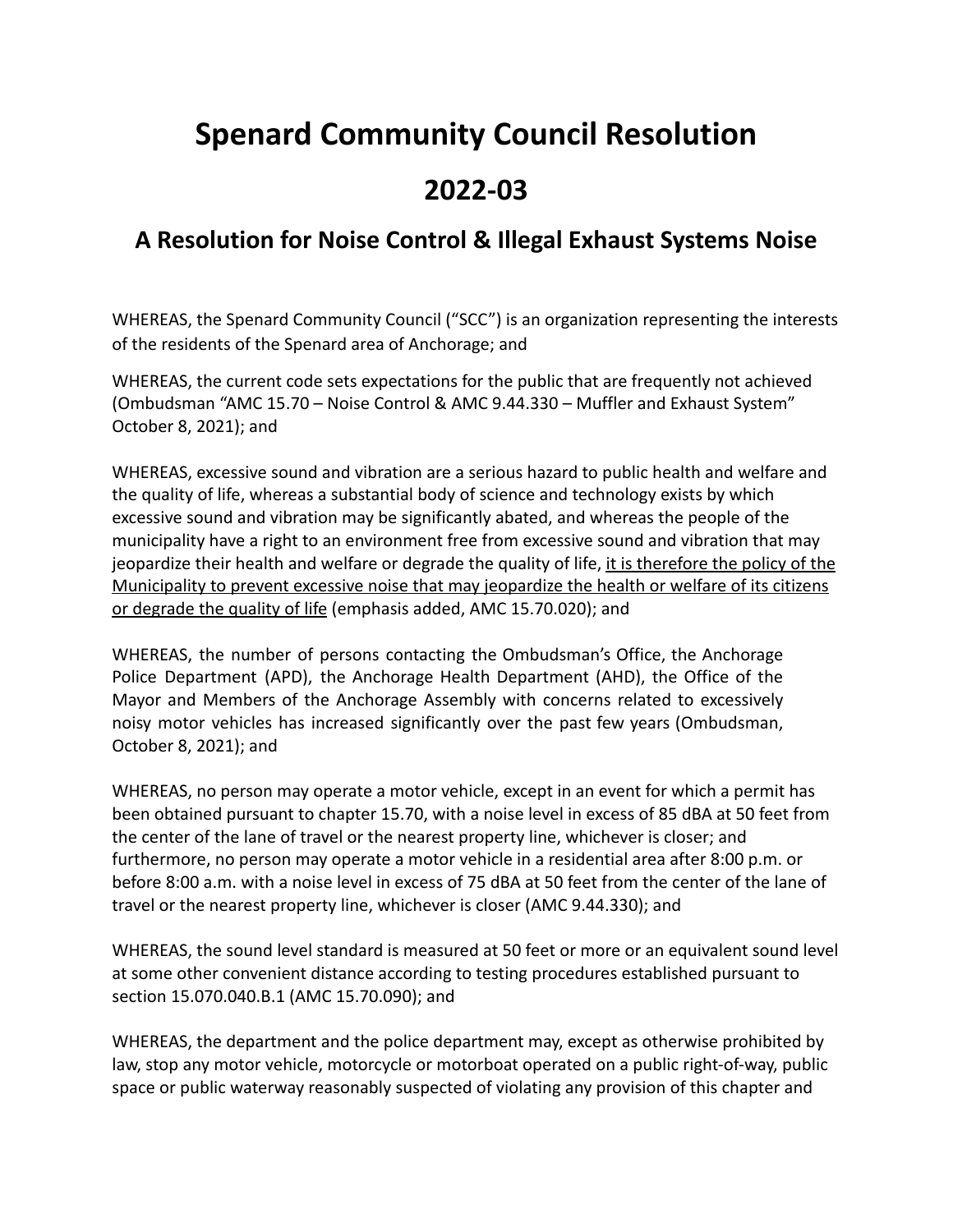# Spenard Community Council Resolution

## 2022-03

### A Resolution for Noise Control & Illegal Exhaust Systems Noise

WHEREAS, the Spenard Community Council ("SCC") is an organization representing the interests of the residents of the Spenard area of Anchorage; and

WHEREAS, the current code sets expectations for the public that are frequently not achieved (Ombudsman "AMC 15.70 – Noise Control & AMC 9.44.330 – Muffler and Exhaust System" October 8, 2021); and

WHEREAS, excessive sound and vibration are a serious hazard to public health and welfare and the quality of life, whereas a substantial body of science and technology exists by which excessive sound and vibration may be significantly abated, and whereas the people of the municipality have a right to an environment free from excessive sound and vibration that may jeopardize their health and welfare or degrade the quality of life, <u>it is therefore the policy of the Municipality to prevent excessive noise that may jeopardize the health or welfare of its citizens or degrade the quality of life</u> (emphasis added, AMC 15.70.020); and

WHEREAS, the number of persons contacting the Ombudsman's Office, the Anchorage Police Department (APD), the Anchorage Health Department (AHD), the Office of the Mayor and Members of the Anchorage Assembly with concerns related to excessively noisy motor vehicles has increased significantly over the past few years (Ombudsman, October 8, 2021); and

WHEREAS, no person may operate a motor vehicle, except in an event for which a permit has been obtained pursuant to chapter 15.70, with a noise level in excess of 85 dBA at 50 feet from the center of the lane of travel or the nearest property line, whichever is closer; and furthermore, no person may operate a motor vehicle in a residential area after 8:00 p.m. or before 8:00 a.m. with a noise level in excess of 75 dBA at 50 feet from the center of the lane of travel or the nearest property line, whichever is closer (AMC 9.44.330); and

WHEREAS, the sound level standard is measured at 50 feet or more or an equivalent sound level at some other convenient distance according to testing procedures established pursuant to section 15.070.040.B.1 (AMC 15.70.090); and

WHEREAS, the department and the police department may, except as otherwise prohibited by law, stop any motor vehicle, motorcycle or motorboat operated on a public right-of-way, public space or public waterway reasonably suspected of violating any provision of this chapter and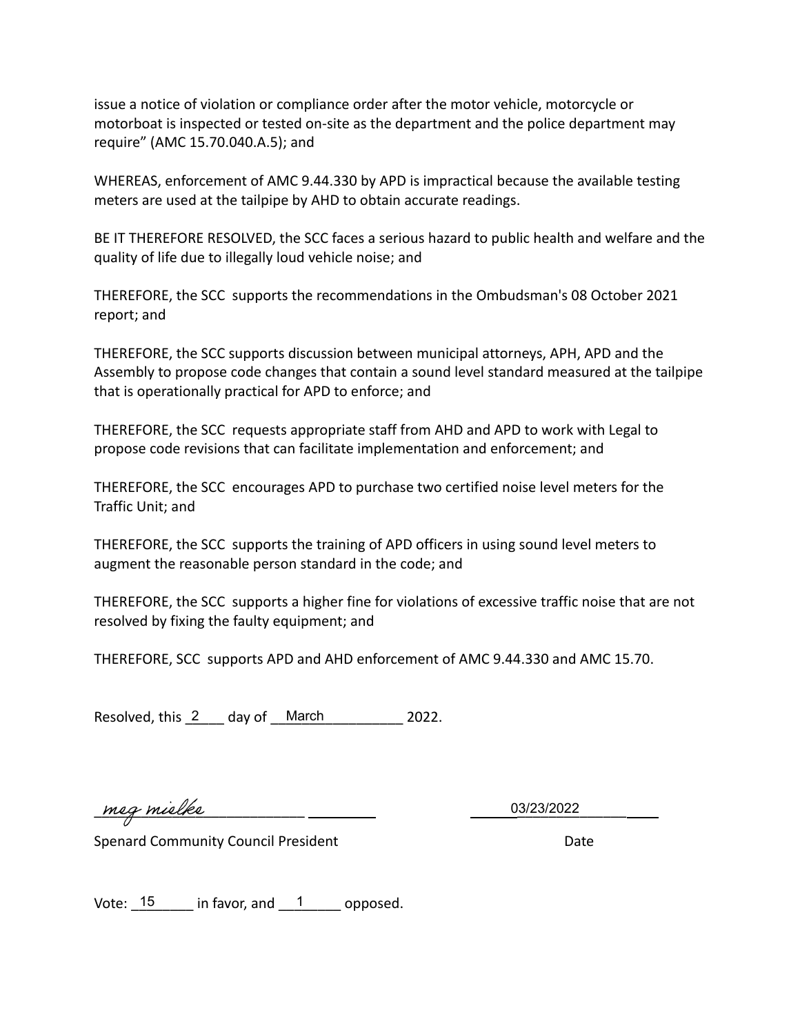issue a notice of violation or compliance order after the motor vehicle, motorcycle or motorboat is inspected or tested on-site as the department and the police department may require" (AMC 15.70.040.A.5); and

WHEREAS, enforcement of AMC 9.44.330 by APD is impractical because the available testing meters are used at the tailpipe by AHD to obtain accurate readings.

BE IT THEREFORE RESOLVED, the SCC faces a serious hazard to public health and welfare and the quality of life due to illegally loud vehicle noise; and

THEREFORE, the SCC supports the recommendations in the Ombudsman's 08 October 2021 report; and

THEREFORE, the SCC supports discussion between municipal attorneys, APH, APD and the Assembly to propose code changes that contain a sound level standard measured at the tailpipe that is operationally practical for APD to enforce; and

THEREFORE, the SCC requests appropriate staff from AHD and APD to work with Legal to propose code revisions that can facilitate implementation and enforcement; and

THEREFORE, the SCC encourages APD to purchase two certified noise level meters for the Traffic Unit; and

THEREFORE, the SCC supports the training of APD officers in using sound level meters to augment the reasonable person standard in the code; and

THEREFORE, the SCC supports a higher fine for violations of excessive traffic noise that are not resolved by fixing the faulty equipment; and

THEREFORE, SCC supports APD and AHD enforcement of AMC 9.44.330 and AMC 15.70.

Resolved, this 2 day of March 2022.

meg mielke &nbsp;&nbsp;&nbsp;&nbsp;&nbsp;&nbsp;&nbsp;&nbsp; 03/23/2022

Spenard Community Council President &nbsp;&nbsp;&nbsp;&nbsp;&nbsp;&nbsp;&nbsp;&nbsp; Date

Vote: 15 in favor, and 1 opposed.